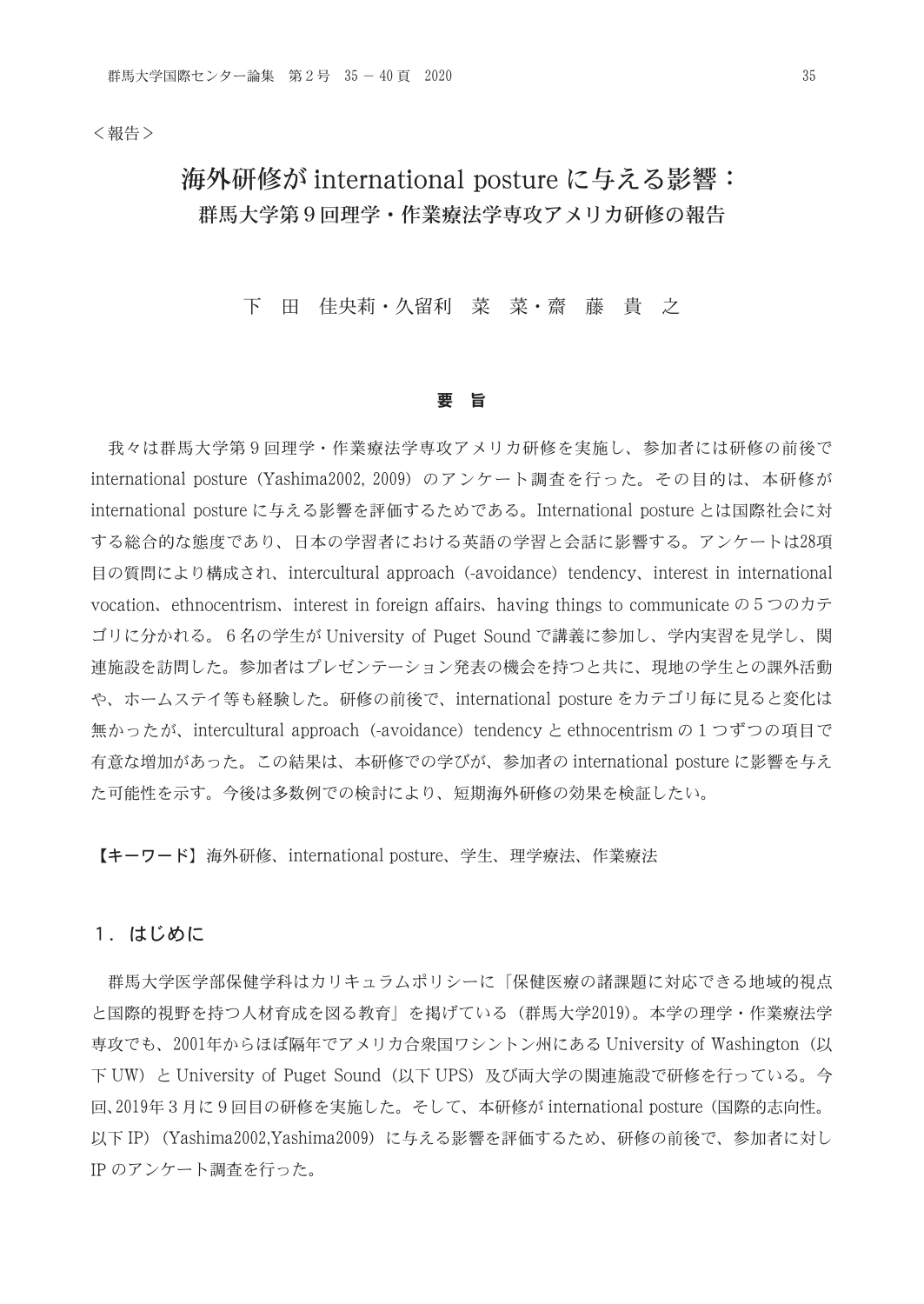＜報告＞

# 海外研修が international posture に与える影響：
## 群馬大学第９回理学・作業療法学専攻アメリカ研修の報告

下　田　佳央莉・久留利　菜　菜・齋　藤　貴　之

### 要　旨

我々は群馬大学第９回理学・作業療法学専攻アメリカ研修を実施し、参加者には研修の前後で international posture（Yashima2002, 2009）のアンケート調査を行った。その目的は、本研修が international posture に与える影響を評価するためである。International posture とは国際社会に対する総合的な態度であり、日本の学習者における英語の学習と会話に影響する。アンケートは28項目の質問により構成され、intercultural approach（-avoidance）tendency、interest in international vocation、ethnocentrism、interest in foreign affairs、having things to communicate の５つのカテゴリに分かれる。６名の学生が University of Puget Sound で講義に参加し、学内実習を見学し、関連施設を訪問した。参加者はプレゼンテーション発表の機会を持つと共に、現地の学生との課外活動や、ホームステイ等も経験した。研修の前後で、international posture をカテゴリ毎に見ると変化は無かったが、intercultural approach（-avoidance）tendency と ethnocentrism の１つずつの項目で有意な増加があった。この結果は、本研修での学びが、参加者の international posture に影響を与えた可能性を示す。今後は多数例での検討により、短期海外研修の効果を検証したい。

**【キーワード】**海外研修、international posture、学生、理学療法、作業療法

## １．はじめに

群馬大学医学部保健学科はカリキュラムポリシーに「保健医療の諸課題に対応できる地域的視点と国際的視野を持つ人材育成を図る教育」を掲げている（群馬大学2019）。本学の理学・作業療法学専攻でも、2001年からほぼ隔年でアメリカ合衆国ワシントン州にある University of Washington（以下 UW）と University of Puget Sound（以下 UPS）及び両大学の関連施設で研修を行っている。今回、2019年３月に９回目の研修を実施した。そして、本研修が international posture（国際的志向性。以下 IP）（Yashima2002,Yashima2009）に与える影響を評価するため、研修の前後で、参加者に対し IP のアンケート調査を行った。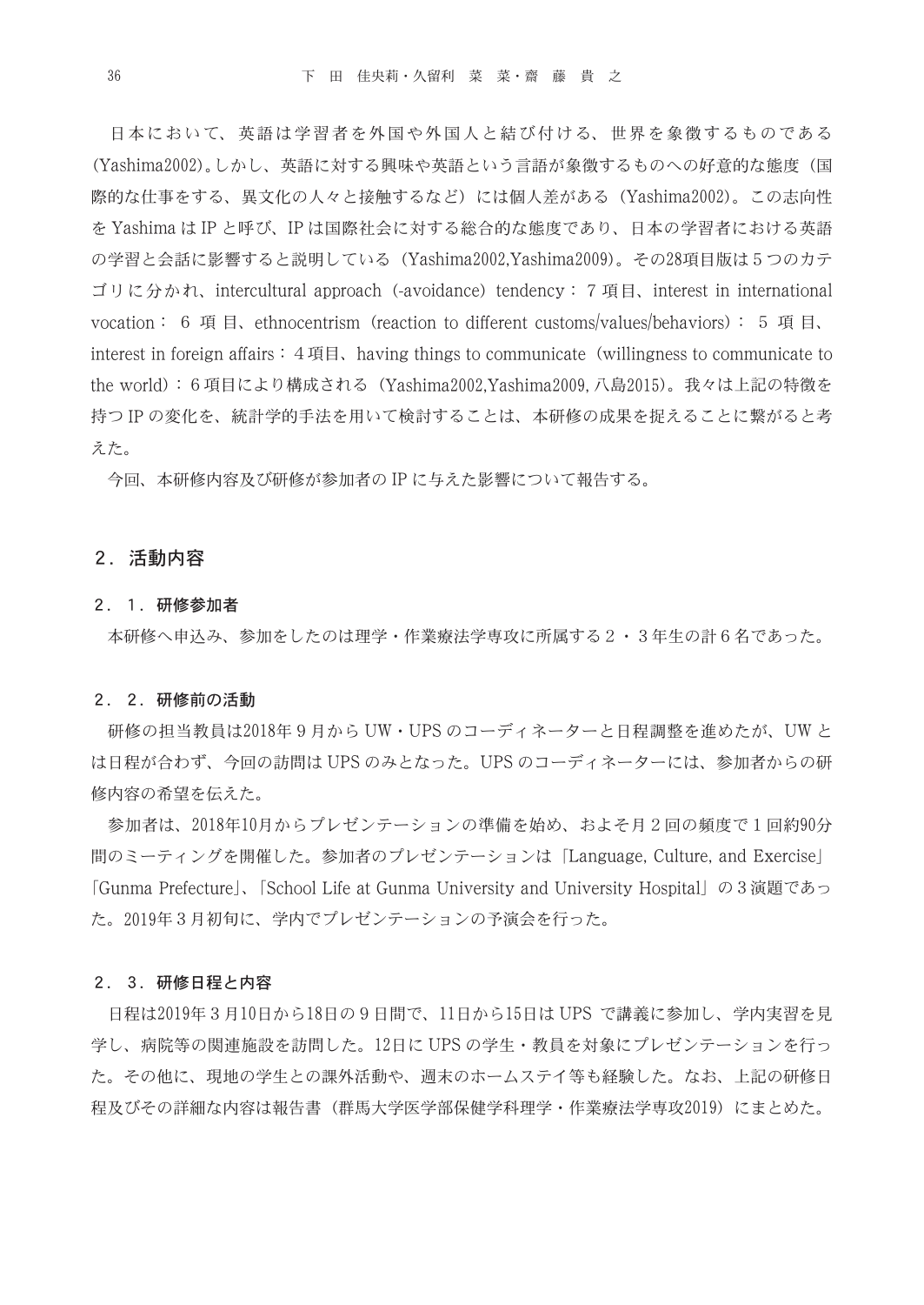日本において、英語は学習者を外国や外国人と結び付ける、世界を象徴するものである（Yashima2002）。しかし、英語に対する興味や英語という言語が象徴するものへの好意的な態度（国際的な仕事をする、異文化の人々と接触するなど）には個人差がある（Yashima2002）。この志向性を Yashima は IP と呼び、IP は国際社会に対する総合的な態度であり、日本の学習者における英語の学習と会話に影響すると説明している（Yashima2002,Yashima2009）。その28項目版は５つのカテゴリに分かれ、intercultural approach（-avoidance）tendency：７項目、interest in international vocation：６項目、ethnocentrism（reaction to different customs/values/behaviors）：５項目、interest in foreign affairs：４項目、having things to communicate（willingness to communicate to the world）：６項目により構成される（Yashima2002,Yashima2009, 八島2015）。我々は上記の特徴を持つ IP の変化を、統計学的手法を用いて検討することは、本研修の成果を捉えることに繋がると考えた。

今回、本研修内容及び研修が参加者の IP に与えた影響について報告する。

## ２．活動内容

### ２．１．研修参加者

本研修へ申込み、参加をしたのは理学・作業療法学専攻に所属する２・３年生の計６名であった。

### ２．２．研修前の活動

研修の担当教員は2018年９月から UW・UPS のコーディネーターと日程調整を進めたが、UW とは日程が合わず、今回の訪問は UPS のみとなった。UPS のコーディネーターには、参加者からの研修内容の希望を伝えた。

参加者は、2018年10月からプレゼンテーションの準備を始め、およそ月２回の頻度で１回約90分間のミーティングを開催した。参加者のプレゼンテーションは「Language, Culture, and Exercise」「Gunma Prefecture」、「School Life at Gunma University and University Hospital」の３演題であった。2019年３月初旬に、学内でプレゼンテーションの予演会を行った。

### ２．３．研修日程と内容

日程は2019年３月10日から18日の９日間で、11日から15日は UPS で講義に参加し、学内実習を見学し、病院等の関連施設を訪問した。12日に UPS の学生・教員を対象にプレゼンテーションを行った。その他に、現地の学生との課外活動や、週末のホームステイ等も経験した。なお、上記の研修日程及びその詳細な内容は報告書（群馬大学医学部保健学科理学・作業療法学専攻2019）にまとめた。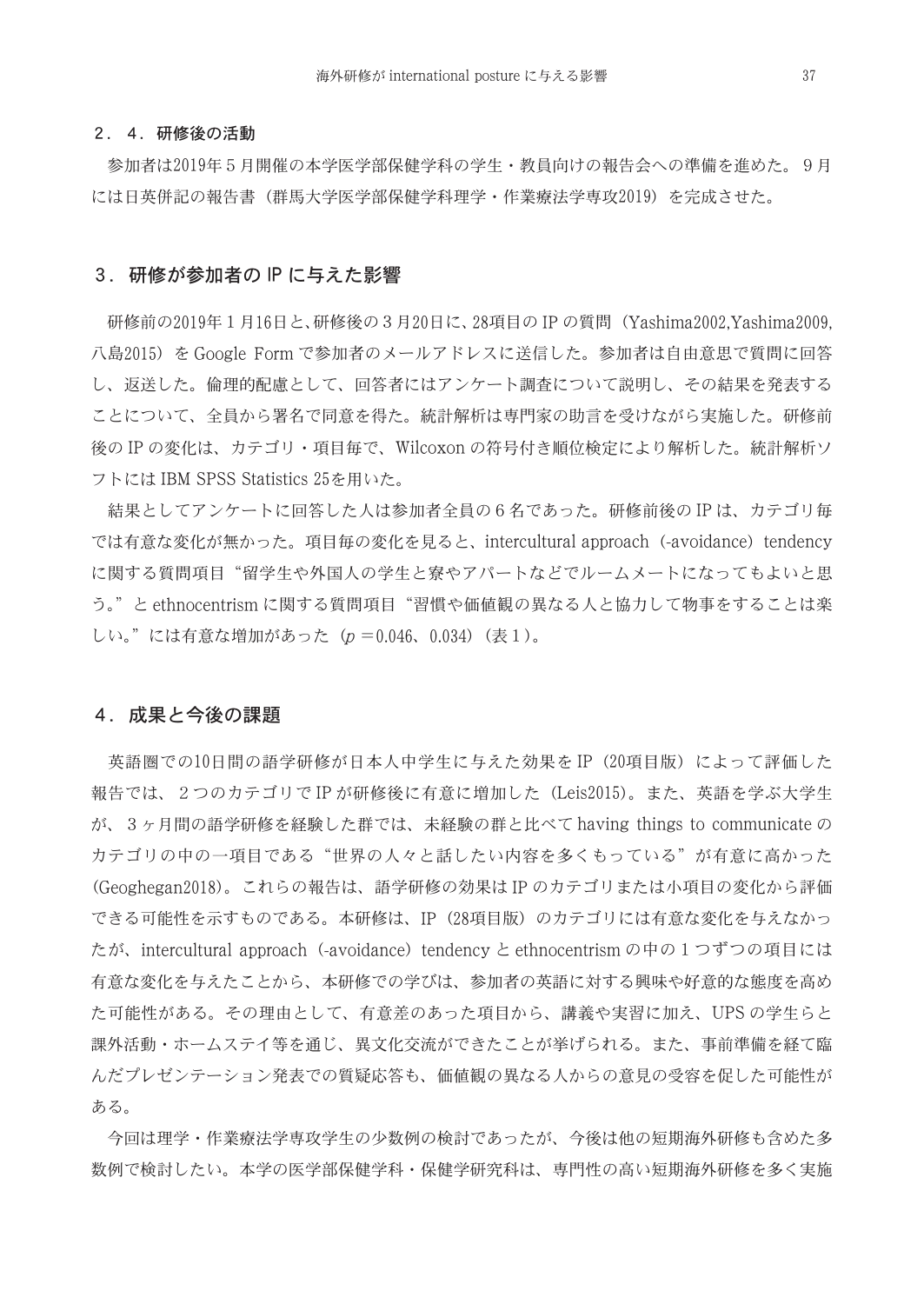### ２．４．研修後の活動

参加者は2019年５月開催の本学医学部保健学科の学生・教員向けの報告会への準備を進めた。９月には日英併記の報告書（群馬大学医学部保健学科理学・作業療法学専攻2019）を完成させた。

## ３．研修が参加者の IP に与えた影響

研修前の2019年１月16日と、研修後の３月20日に、28項目の IP の質問（Yashima2002,Yashima2009,八島2015）を Google Form で参加者のメールアドレスに送信した。参加者は自由意思で質問に回答し、返送した。倫理的配慮として、回答者にはアンケート調査について説明し、その結果を発表することについて、全員から署名で同意を得た。統計解析は専門家の助言を受けながら実施した。研修前後の IP の変化は、カテゴリ・項目毎で、Wilcoxon の符号付き順位検定により解析した。統計解析ソフトには IBM SPSS Statistics 25を用いた。

結果としてアンケートに回答した人は参加者全員の６名であった。研修前後の IP は、カテゴリ毎では有意な変化が無かった。項目毎の変化を見ると、intercultural approach（-avoidance）tendency に関する質問項目“留学生や外国人の学生と寮やアパートなどでルームメートになってもよいと思う。”と ethnocentrism に関する質問項目“習慣や価値観の異なる人と協力して物事をすることは楽しい。”には有意な増加があった（$p$ ＝0.046、0.034）（表１）。

## ４．成果と今後の課題

英語圏での10日間の語学研修が日本人中学生に与えた効果を IP（20項目版）によって評価した報告では、２つのカテゴリで IP が研修後に有意に増加した（Leis2015）。また、英語を学ぶ大学生が、３ヶ月間の語学研修を経験した群では、未経験の群と比べて having things to communicate のカテゴリの中の一項目である“世界の人々と話したい内容を多くもっている”が有意に高かった(Geoghegan2018)。これらの報告は、語学研修の効果は IP のカテゴリまたは小項目の変化から評価できる可能性を示すものである。本研修は、IP（28項目版）のカテゴリには有意な変化を与えなかったが、intercultural approach（-avoidance）tendency と ethnocentrism の中の１つずつの項目には有意な変化を与えたことから、本研修での学びは、参加者の英語に対する興味や好意的な態度を高めた可能性がある。その理由として、有意差のあった項目から、講義や実習に加え、UPS の学生らと課外活動・ホームステイ等を通じ、異文化交流ができたことが挙げられる。また、事前準備を経て臨んだプレゼンテーション発表での質疑応答も、価値観の異なる人からの意見の受容を促した可能性がある。

今回は理学・作業療法学専攻学生の少数例の検討であったが、今後は他の短期海外研修も含めた多数例で検討したい。本学の医学部保健学科・保健学研究科は、専門性の高い短期海外研修を多く実施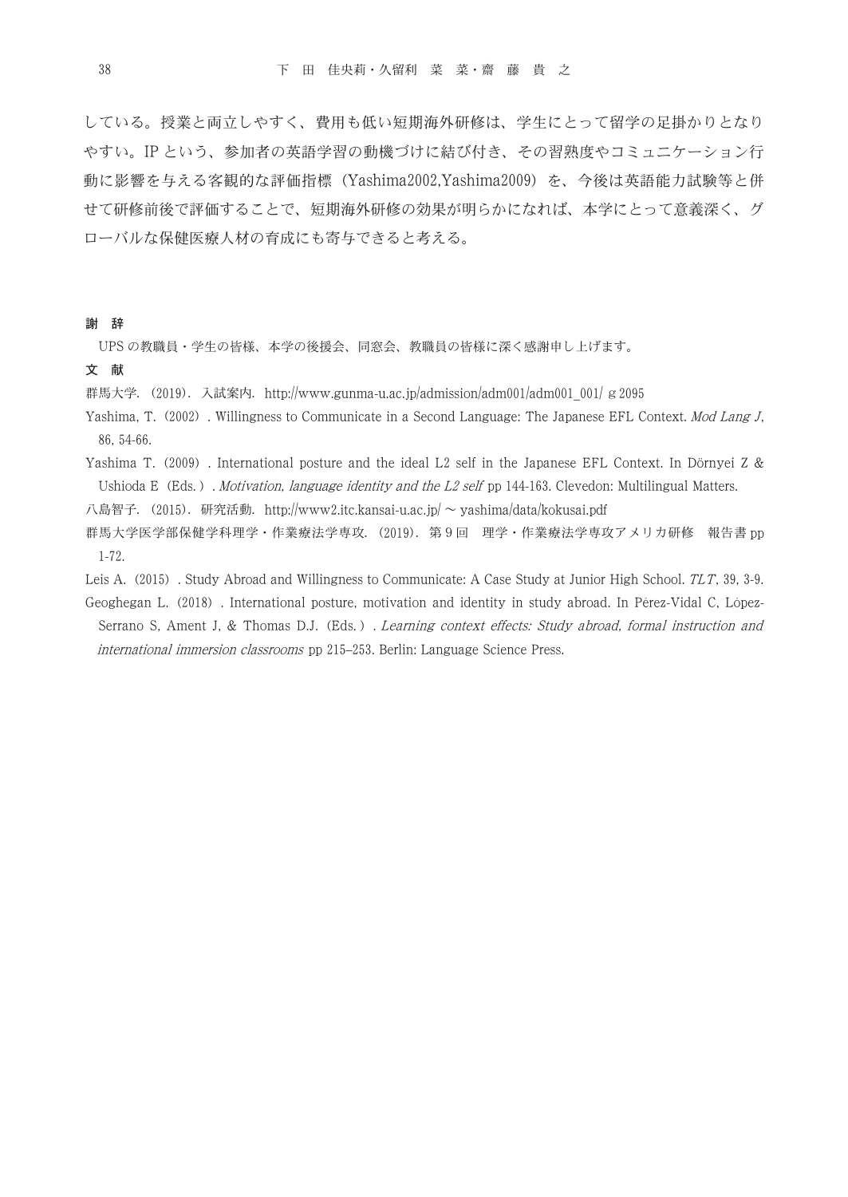している。授業と両立しやすく、費用も低い短期海外研修は、学生にとって留学の足掛かりとなりやすい。IP という、参加者の英語学習の動機づけに結び付き、その習熟度やコミュニケーション行動に影響を与える客観的な評価指標（Yashima2002,Yashima2009）を、今後は英語能力試験等と併せて研修前後で評価することで、短期海外研修の効果が明らかになれば、本学にとって意義深く、グローバルな保健医療人材の育成にも寄与できると考える。

## 謝　辞

UPS の教職員・学生の皆様、本学の後援会、同窓会、教職員の皆様に深く感謝申し上げます。

## 文　献

群馬大学.（2019）. 入試案内. http://www.gunma-u.ac.jp/admission/adm001/adm001_001/ ｇ2095

Yashima, T.（2002）. Willingness to Communicate in a Second Language: The Japanese EFL Context. *Mod Lang J*, 86, 54-66.

Yashima T.（2009）. International posture and the ideal L2 self in the Japanese EFL Context. In Dörnyei Z & Ushioda E（Eds.）. *Motivation, language identity and the L2 self* pp 144-163. Clevedon: Multilingual Matters.

八島智子.（2015）. 研究活動. http://www2.itc.kansai-u.ac.jp/ ～ yashima/data/kokusai.pdf

群馬大学医学部保健学科理学・作業療法学専攻.（2019）. 第９回　理学・作業療法学専攻アメリカ研修　報告書 pp 1-72.

Leis A.（2015）. Study Abroad and Willingness to Communicate: A Case Study at Junior High School. *TLT*, 39, 3-9.

Geoghegan L.（2018）. International posture, motivation and identity in study abroad. In Pérez-Vidal C, López-Serrano S, Ament J, & Thomas D.J.（Eds.）. *Learning context effects: Study abroad, formal instruction and international immersion classrooms* pp 215–253. Berlin: Language Science Press.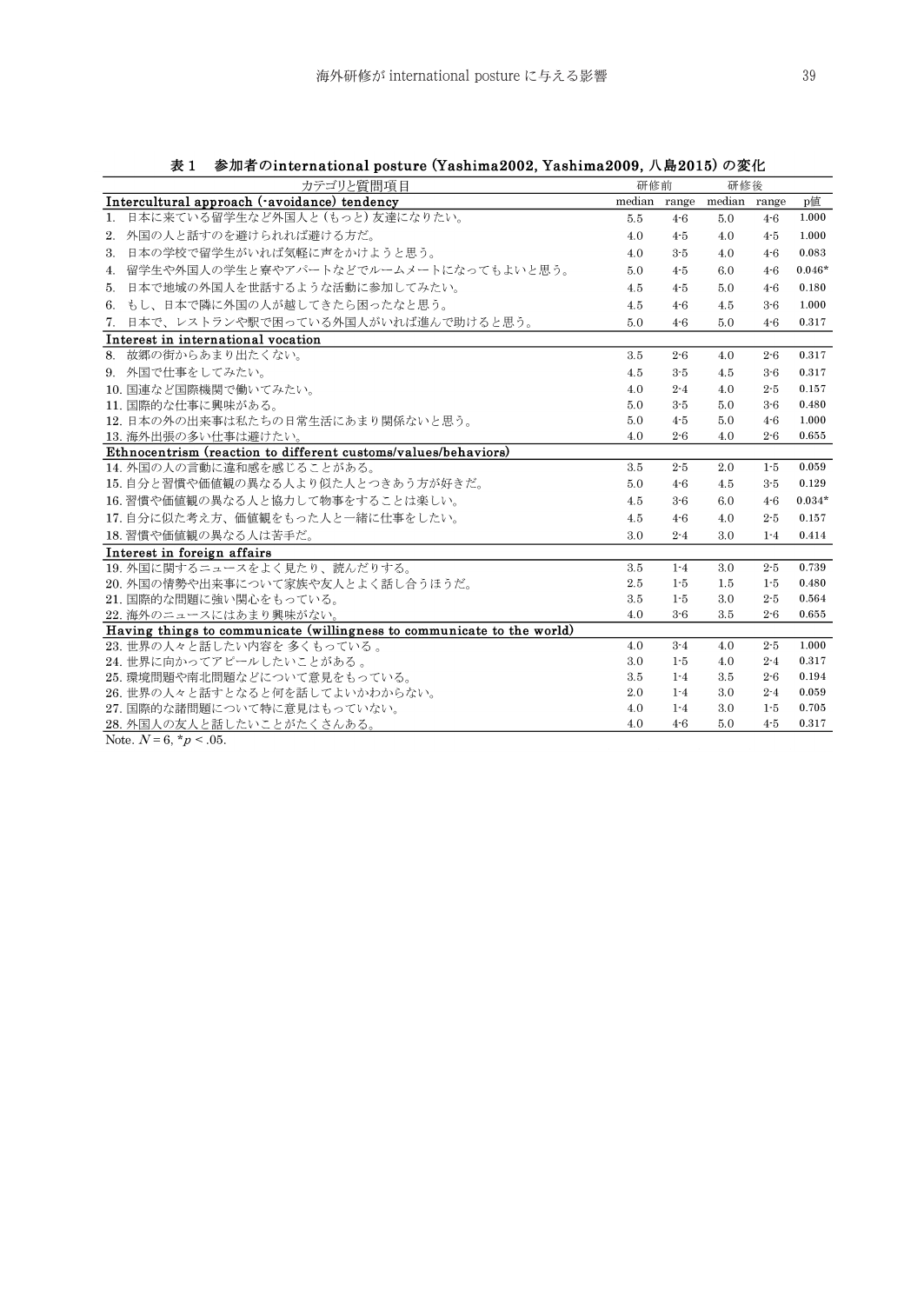表１　参加者のinternational posture (Yashima2002, Yashima2009, 八島2015) の変化

| カテゴリと質問項目 | 研修前 | | 研修後 | | |
|---|---|---|---|---|---|
| | median | range | median | range | p値 |
| **Intercultural approach (-avoidance) tendency** | | | | | |
| 1.  日本に来ている留学生など外国人と（もっと）友達になりたい。 | 5.5 | 4-6 | 5.0 | 4-6 | 1.000 |
| 2.  外国の人と話すのを避けられれば避ける方だ。 | 4.0 | 4-5 | 4.0 | 4-5 | 1.000 |
| 3.  日本の学校で留学生がいれば気軽に声をかけようと思う。 | 4.0 | 3-5 | 4.0 | 4-6 | 0.083 |
| 4.  留学生や外国人の学生と寮やアパートなどでルームメートになってもよいと思う。 | 5.0 | 4-5 | 6.0 | 4-6 | 0.046* |
| 5.  日本で地域の外国人を世話するような活動に参加してみたい。 | 4.5 | 4-5 | 5.0 | 4-6 | 0.180 |
| 6.  もし、日本で隣に外国の人が越してきたら困ったなと思う。 | 4.5 | 4-6 | 4.5 | 3-6 | 1.000 |
| 7.  日本で、レストランや駅で困っている外国人がいれば進んで助けると思う。 | 5.0 | 4-6 | 5.0 | 4-6 | 0.317 |
| **Interest in international vocation** | | | | | |
| 8.  故郷の街からあまり出たくない。 | 3.5 | 2-6 | 4.0 | 2-6 | 0.317 |
| 9.  外国で仕事をしてみたい。 | 4.5 | 3-5 | 4.5 | 3-6 | 0.317 |
| 10. 国連など国際機関で働いてみたい。 | 4.0 | 2-4 | 4.0 | 2-5 | 0.157 |
| 11. 国際的な仕事に興味がある。 | 5.0 | 3-5 | 5.0 | 3-6 | 0.480 |
| 12. 日本の外の出来事は私たちの日常生活にあまり関係ないと思う。 | 5.0 | 4-5 | 5.0 | 4-6 | 1.000 |
| 13. 海外出張の多い仕事は避けたい。 | 4.0 | 2-6 | 4.0 | 2-6 | 0.655 |
| **Ethnocentrism (reaction to different customs/values/behaviors)** | | | | | |
| 14. 外国の人の言動に違和感を感じることがある。 | 3.5 | 2-5 | 2.0 | 1-5 | 0.059 |
| 15. 自分と習慣や価値観の異なる人より似た人とつきあう方が好きだ。 | 5.0 | 4-6 | 4.5 | 3-5 | 0.129 |
| 16. 習慣や価値観の異なる人と協力して物事をすることは楽しい。 | 4.5 | 3-6 | 6.0 | 4-6 | 0.034* |
| 17. 自分に似た考え方、価値観をもった人と一緒に仕事をしたい。 | 4.5 | 4-6 | 4.0 | 2-5 | 0.157 |
| 18. 習慣や価値観の異なる人は苦手だ。 | 3.0 | 2-4 | 3.0 | 1-4 | 0.414 |
| **Interest in foreign affairs** | | | | | |
| 19. 外国に関するニュースをよく見たり、読んだりする。 | 3.5 | 1-4 | 3.0 | 2-5 | 0.739 |
| 20. 外国の情勢や出来事について家族や友人とよく話し合うほうだ。 | 2.5 | 1-5 | 1.5 | 1-5 | 0.480 |
| 21. 国際的な問題に強い関心をもっている。 | 3.5 | 1-5 | 3.0 | 2-5 | 0.564 |
| 22. 海外のニュースにはあまり興味がない。 | 4.0 | 3-6 | 3.5 | 2-6 | 0.655 |
| **Having things to communicate (willingness to communicate to the world)** | | | | | |
| 23. 世界の人々と話したい内容を 多くもっている 。 | 4.0 | 3-4 | 4.0 | 2-5 | 1.000 |
| 24. 世界に向かってアピールしたいことがある 。 | 3.0 | 1-5 | 4.0 | 2-4 | 0.317 |
| 25. 環境問題や南北問題などについて意見をもっている。 | 3.5 | 1-4 | 3.5 | 2-6 | 0.194 |
| 26. 世界の人々と話すとなると何を話してよいかわからない。 | 2.0 | 1-4 | 3.0 | 2-4 | 0.059 |
| 27. 国際的な諸問題について特に意見はもっていない。 | 4.0 | 1-4 | 3.0 | 1-5 | 0.705 |
| 28. 外国人の友人と話したいことがたくさんある。 | 4.0 | 4-6 | 5.0 | 4-5 | 0.317 |

Note. $N = 6$, $^{*}p < .05$.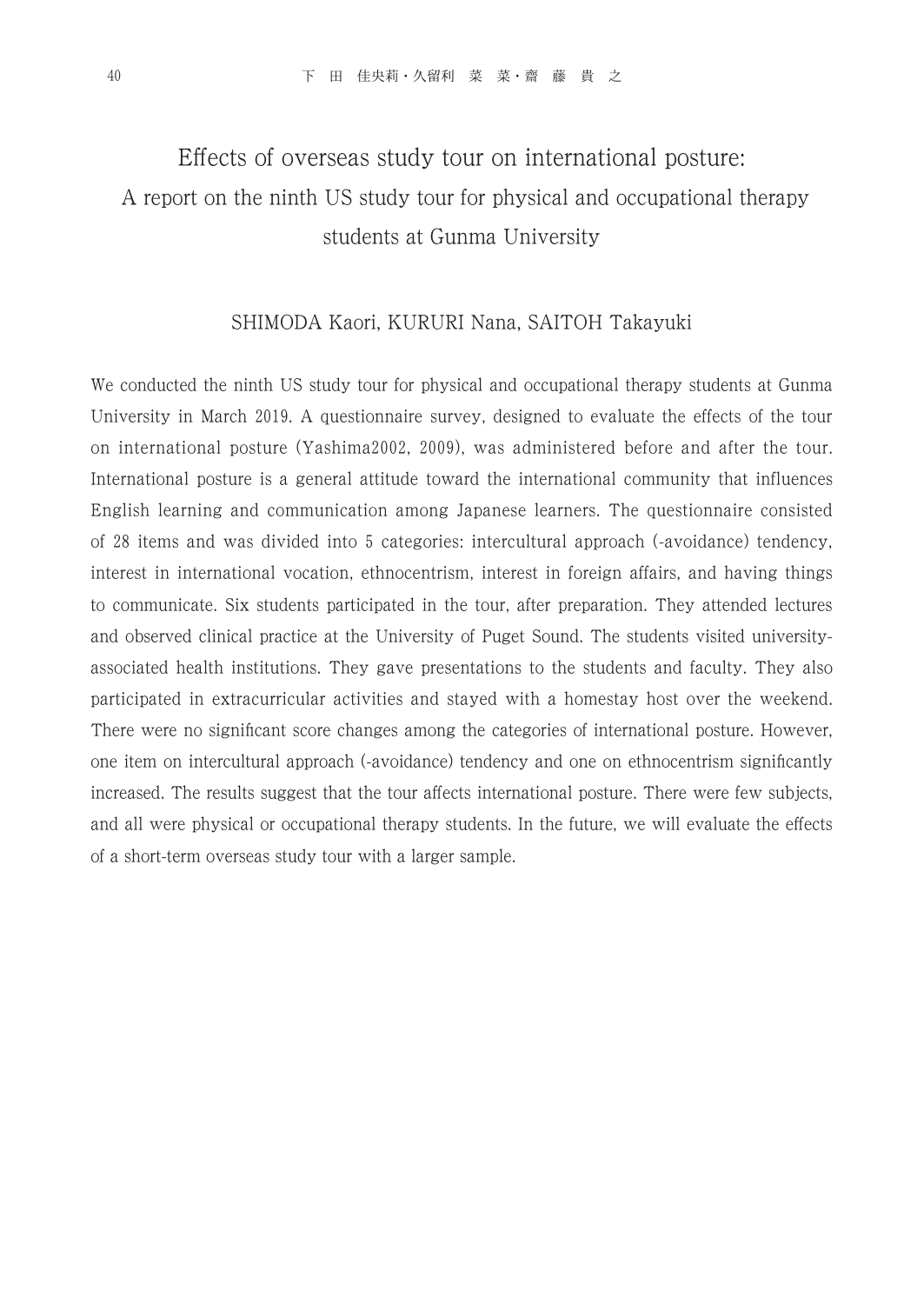# Effects of overseas study tour on international posture:
## A report on the ninth US study tour for physical and occupational therapy students at Gunma University

SHIMODA Kaori, KURURI Nana, SAITOH Takayuki

We conducted the ninth US study tour for physical and occupational therapy students at Gunma University in March 2019. A questionnaire survey, designed to evaluate the effects of the tour on international posture (Yashima2002, 2009), was administered before and after the tour. International posture is a general attitude toward the international community that influences English learning and communication among Japanese learners. The questionnaire consisted of 28 items and was divided into 5 categories: intercultural approach (-avoidance) tendency, interest in international vocation, ethnocentrism, interest in foreign affairs, and having things to communicate. Six students participated in the tour, after preparation. They attended lectures and observed clinical practice at the University of Puget Sound. The students visited university-associated health institutions. They gave presentations to the students and faculty. They also participated in extracurricular activities and stayed with a homestay host over the weekend. There were no significant score changes among the categories of international posture. However, one item on intercultural approach (-avoidance) tendency and one on ethnocentrism significantly increased. The results suggest that the tour affects international posture. There were few subjects, and all were physical or occupational therapy students. In the future, we will evaluate the effects of a short-term overseas study tour with a larger sample.